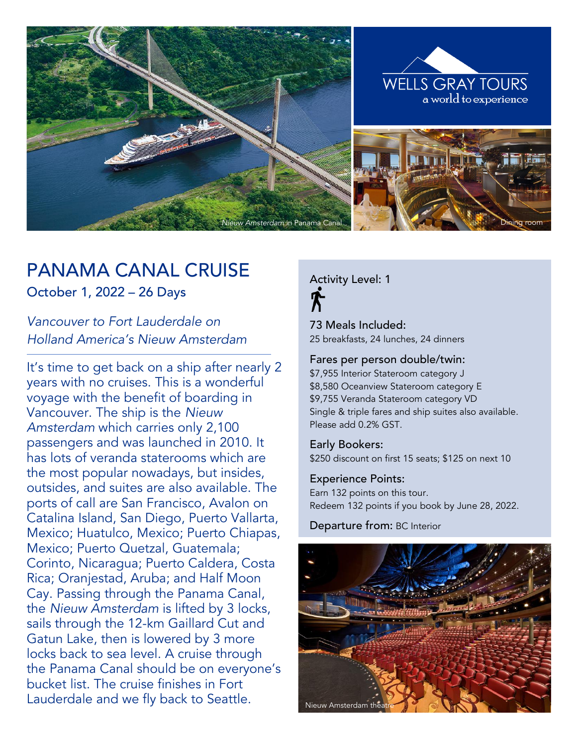*Nieuw Amsterdam* in Panama Canal

WELLS GRAY TOURS
a world to experience

Dining room

# PANAMA CANAL CRUISE

## October 1, 2022 – 26 Days

*Vancouver to Fort Lauderdale on Holland America's Nieuw Amsterdam*

It's time to get back on a ship after nearly 2 years with no cruises. This is a wonderful voyage with the benefit of boarding in Vancouver. The ship is the *Nieuw Amsterdam* which carries only 2,100 passengers and was launched in 2010. It has lots of veranda staterooms which are the most popular nowadays, but insides, outsides, and suites are also available. The ports of call are San Francisco, Avalon on Catalina Island, San Diego, Puerto Vallarta, Mexico; Huatulco, Mexico; Puerto Chiapas, Mexico; Puerto Quetzal, Guatemala; Corinto, Nicaragua; Puerto Caldera, Costa Rica; Oranjestad, Aruba; and Half Moon Cay. Passing through the Panama Canal, the *Nieuw Amsterdam* is lifted by 3 locks, sails through the 12-km Gaillard Cut and Gatun Lake, then is lowered by 3 more locks back to sea level. A cruise through the Panama Canal should be on everyone's bucket list. The cruise finishes in Fort Lauderdale and we fly back to Seattle.

**Activity Level:** 1

**73 Meals Included:**
25 breakfasts, 24 lunches, 24 dinners

**Fares per person double/twin:**
$7,955 Interior Stateroom category J
$8,580 Oceanview Stateroom category E
$9,755 Veranda Stateroom category VD
Single & triple fares and ship suites also available.
Please add 0.2% GST.

**Early Bookers:**
$250 discount on first 15 seats; $125 on next 10

**Experience Points:**
Earn 132 points on this tour.
Redeem 132 points if you book by June 28, 2022.

**Departure from:** BC Interior

Nieuw Amsterdam theatre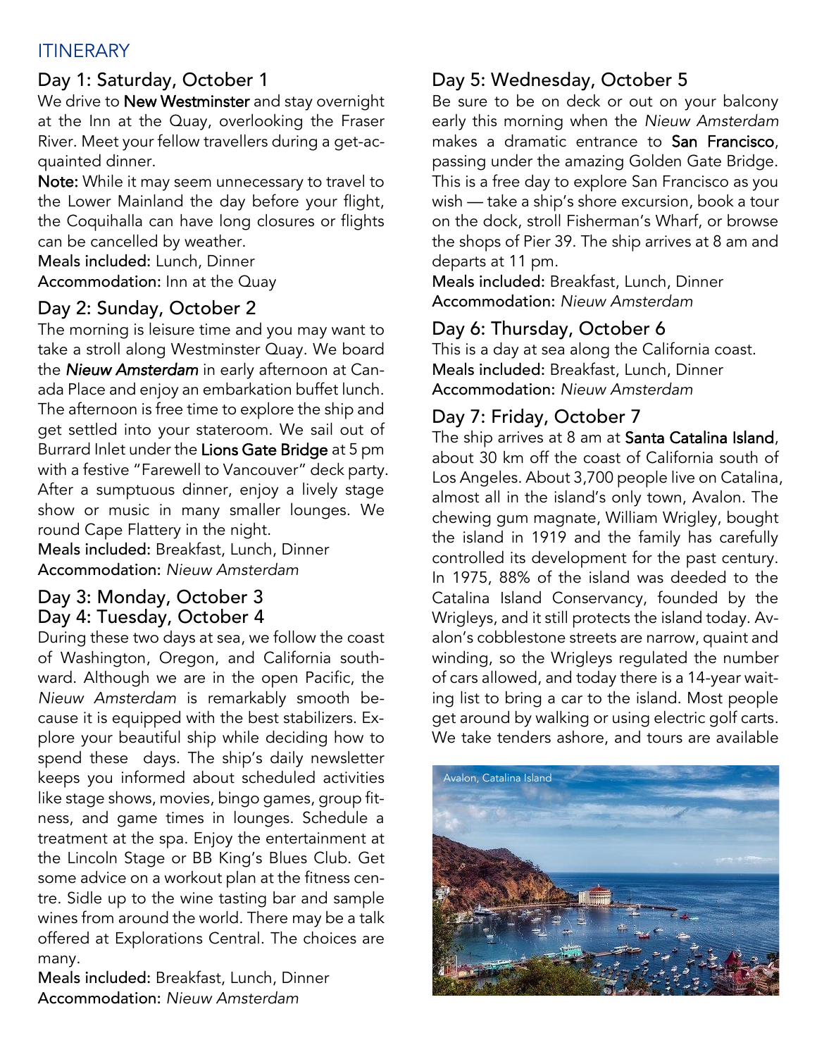## ITINERARY

### Day 1: Saturday, October 1

We drive to **New Westminster** and stay overnight at the Inn at the Quay, overlooking the Fraser River. Meet your fellow travellers during a get-acquainted dinner.

**Note:** While it may seem unnecessary to travel to the Lower Mainland the day before your flight, the Coquihalla can have long closures or flights can be cancelled by weather.

**Meals included:** Lunch, Dinner
**Accommodation:** Inn at the Quay

### Day 2: Sunday, October 2

The morning is leisure time and you may want to take a stroll along Westminster Quay. We board the ***Nieuw Amsterdam*** in early afternoon at Canada Place and enjoy an embarkation buffet lunch. The afternoon is free time to explore the ship and get settled into your stateroom. We sail out of Burrard Inlet under the **Lions Gate Bridge** at 5 pm with a festive "Farewell to Vancouver" deck party. After a sumptuous dinner, enjoy a lively stage show or music in many smaller lounges. We round Cape Flattery in the night.

**Meals included:** Breakfast, Lunch, Dinner
**Accommodation:** *Nieuw Amsterdam*

### Day 3: Monday, October 3
### Day 4: Tuesday, October 4

During these two days at sea, we follow the coast of Washington, Oregon, and California southward. Although we are in the open Pacific, the *Nieuw Amsterdam* is remarkably smooth because it is equipped with the best stabilizers. Explore your beautiful ship while deciding how to spend these days. The ship's daily newsletter keeps you informed about scheduled activities like stage shows, movies, bingo games, group fitness, and game times in lounges. Schedule a treatment at the spa. Enjoy the entertainment at the Lincoln Stage or BB King's Blues Club. Get some advice on a workout plan at the fitness centre. Sidle up to the wine tasting bar and sample wines from around the world. There may be a talk offered at Explorations Central. The choices are many.

**Meals included:** Breakfast, Lunch, Dinner
**Accommodation:** *Nieuw Amsterdam*

### Day 5: Wednesday, October 5

Be sure to be on deck or out on your balcony early this morning when the *Nieuw Amsterdam* makes a dramatic entrance to **San Francisco**, passing under the amazing Golden Gate Bridge. This is a free day to explore San Francisco as you wish — take a ship's shore excursion, book a tour on the dock, stroll Fisherman's Wharf, or browse the shops of Pier 39. The ship arrives at 8 am and departs at 11 pm.

**Meals included:** Breakfast, Lunch, Dinner
**Accommodation:** *Nieuw Amsterdam*

### Day 6: Thursday, October 6

This is a day at sea along the California coast.

**Meals included:** Breakfast, Lunch, Dinner
**Accommodation:** *Nieuw Amsterdam*

### Day 7: Friday, October 7

The ship arrives at 8 am at **Santa Catalina Island**, about 30 km off the coast of California south of Los Angeles. About 3,700 people live on Catalina, almost all in the island's only town, Avalon. The chewing gum magnate, William Wrigley, bought the island in 1919 and the family has carefully controlled its development for the past century. In 1975, 88% of the island was deeded to the Catalina Island Conservancy, founded by the Wrigleys, and it still protects the island today. Avalon's cobblestone streets are narrow, quaint and winding, so the Wrigleys regulated the number of cars allowed, and today there is a 14-year waiting list to bring a car to the island. Most people get around by walking or using electric golf carts. We take tenders ashore, and tours are available

Avalon, Catalina Island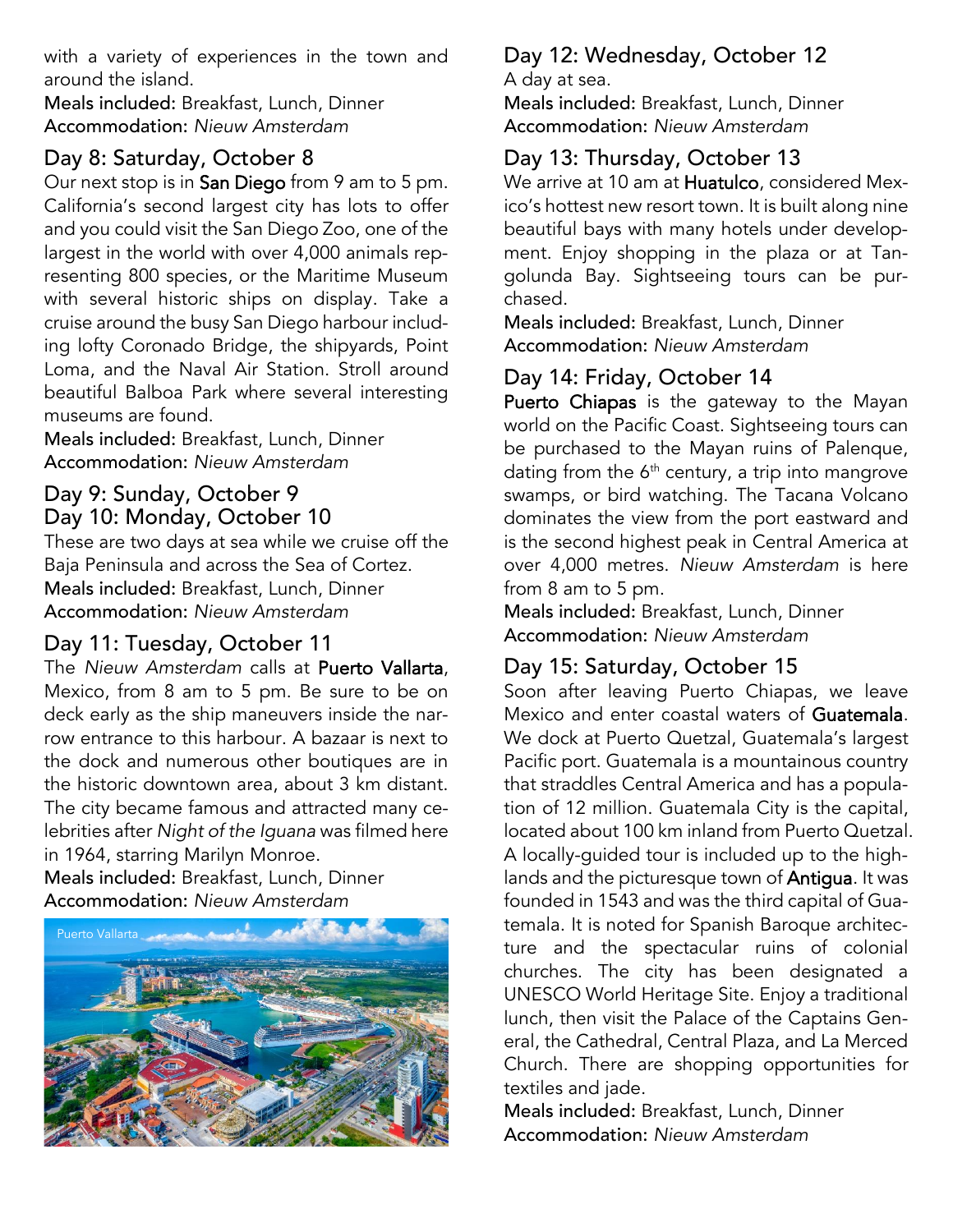with a variety of experiences in the town and around the island.

**Meals included:** Breakfast, Lunch, Dinner
**Accommodation:** *Nieuw Amsterdam*

## Day 8: Saturday, October 8

Our next stop is in **San Diego** from 9 am to 5 pm. California's second largest city has lots to offer and you could visit the San Diego Zoo, one of the largest in the world with over 4,000 animals representing 800 species, or the Maritime Museum with several historic ships on display. Take a cruise around the busy San Diego harbour including lofty Coronado Bridge, the shipyards, Point Loma, and the Naval Air Station. Stroll around beautiful Balboa Park where several interesting museums are found.

**Meals included:** Breakfast, Lunch, Dinner
**Accommodation:** *Nieuw Amsterdam*

## Day 9: Sunday, October 9
## Day 10: Monday, October 10

These are two days at sea while we cruise off the Baja Peninsula and across the Sea of Cortez.

**Meals included:** Breakfast, Lunch, Dinner
**Accommodation:** *Nieuw Amsterdam*

## Day 11: Tuesday, October 11

The *Nieuw Amsterdam* calls at **Puerto Vallarta**, Mexico, from 8 am to 5 pm. Be sure to be on deck early as the ship maneuvers inside the narrow entrance to this harbour. A bazaar is next to the dock and numerous other boutiques are in the historic downtown area, about 3 km distant. The city became famous and attracted many celebrities after *Night of the Iguana* was filmed here in 1964, starring Marilyn Monroe.

**Meals included:** Breakfast, Lunch, Dinner
**Accommodation:** *Nieuw Amsterdam*

Puerto Vallarta

## Day 12: Wednesday, October 12

A day at sea.

**Meals included:** Breakfast, Lunch, Dinner
**Accommodation:** *Nieuw Amsterdam*

## Day 13: Thursday, October 13

We arrive at 10 am at **Huatulco**, considered Mexico's hottest new resort town. It is built along nine beautiful bays with many hotels under development. Enjoy shopping in the plaza or at Tangolunda Bay. Sightseeing tours can be purchased.

**Meals included:** Breakfast, Lunch, Dinner
**Accommodation:** *Nieuw Amsterdam*

## Day 14: Friday, October 14

**Puerto Chiapas** is the gateway to the Mayan world on the Pacific Coast. Sightseeing tours can be purchased to the Mayan ruins of Palenque, dating from the 6th century, a trip into mangrove swamps, or bird watching. The Tacana Volcano dominates the view from the port eastward and is the second highest peak in Central America at over 4,000 metres. *Nieuw Amsterdam* is here from 8 am to 5 pm.

**Meals included:** Breakfast, Lunch, Dinner
**Accommodation:** *Nieuw Amsterdam*

## Day 15: Saturday, October 15

Soon after leaving Puerto Chiapas, we leave Mexico and enter coastal waters of **Guatemala**. We dock at Puerto Quetzal, Guatemala's largest Pacific port. Guatemala is a mountainous country that straddles Central America and has a population of 12 million. Guatemala City is the capital, located about 100 km inland from Puerto Quetzal. A locally-guided tour is included up to the highlands and the picturesque town of **Antigua**. It was founded in 1543 and was the third capital of Guatemala. It is noted for Spanish Baroque architecture and the spectacular ruins of colonial churches. The city has been designated a UNESCO World Heritage Site. Enjoy a traditional lunch, then visit the Palace of the Captains General, the Cathedral, Central Plaza, and La Merced Church. There are shopping opportunities for textiles and jade.

**Meals included:** Breakfast, Lunch, Dinner
**Accommodation:** *Nieuw Amsterdam*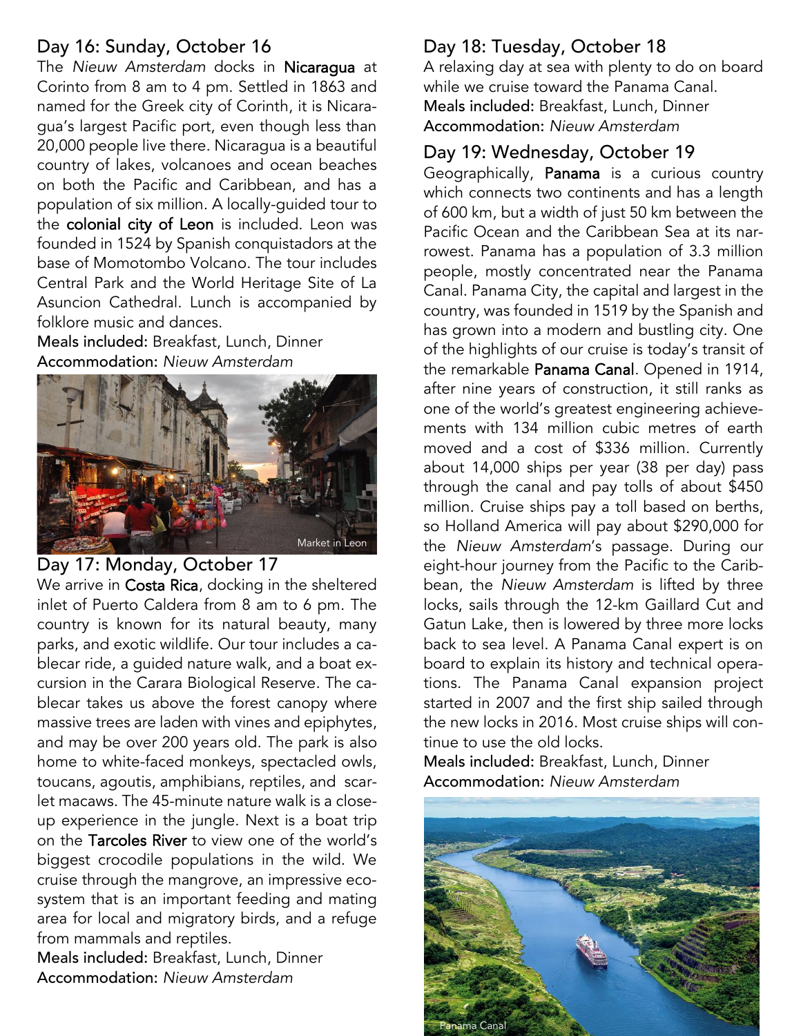## Day 16: Sunday, October 16

The *Nieuw Amsterdam* docks in **Nicaragua** at Corinto from 8 am to 4 pm. Settled in 1863 and named for the Greek city of Corinth, it is Nicaragua's largest Pacific port, even though less than 20,000 people live there. Nicaragua is a beautiful country of lakes, volcanoes and ocean beaches on both the Pacific and Caribbean, and has a population of six million. A locally-guided tour to the **colonial city of Leon** is included. Leon was founded in 1524 by Spanish conquistadors at the base of Momotombo Volcano. The tour includes Central Park and the World Heritage Site of La Asuncion Cathedral. Lunch is accompanied by folklore music and dances.

**Meals included:** Breakfast, Lunch, Dinner
**Accommodation:** *Nieuw Amsterdam*

Market in Leon

## Day 17: Monday, October 17

We arrive in **Costa Rica**, docking in the sheltered inlet of Puerto Caldera from 8 am to 6 pm. The country is known for its natural beauty, many parks, and exotic wildlife. Our tour includes a cablecar ride, a guided nature walk, and a boat excursion in the Carara Biological Reserve. The cablecar takes us above the forest canopy where massive trees are laden with vines and epiphytes, and may be over 200 years old. The park is also home to white-faced monkeys, spectacled owls, toucans, agoutis, amphibians, reptiles, and scarlet macaws. The 45-minute nature walk is a close-up experience in the jungle. Next is a boat trip on the **Tarcoles River** to view one of the world's biggest crocodile populations in the wild. We cruise through the mangrove, an impressive ecosystem that is an important feeding and mating area for local and migratory birds, and a refuge from mammals and reptiles.

**Meals included:** Breakfast, Lunch, Dinner
**Accommodation:** *Nieuw Amsterdam*

## Day 18: Tuesday, October 18

A relaxing day at sea with plenty to do on board while we cruise toward the Panama Canal.

**Meals included:** Breakfast, Lunch, Dinner
**Accommodation:** *Nieuw Amsterdam*

## Day 19: Wednesday, October 19

Geographically, **Panama** is a curious country which connects two continents and has a length of 600 km, but a width of just 50 km between the Pacific Ocean and the Caribbean Sea at its narrowest. Panama has a population of 3.3 million people, mostly concentrated near the Panama Canal. Panama City, the capital and largest in the country, was founded in 1519 by the Spanish and has grown into a modern and bustling city. One of the highlights of our cruise is today's transit of the remarkable **Panama Canal**. Opened in 1914, after nine years of construction, it still ranks as one of the world's greatest engineering achievements with 134 million cubic metres of earth moved and a cost of $336 million. Currently about 14,000 ships per year (38 per day) pass through the canal and pay tolls of about $450 million. Cruise ships pay a toll based on berths, so Holland America will pay about $290,000 for the *Nieuw Amsterdam*'s passage. During our eight-hour journey from the Pacific to the Caribbean, the *Nieuw Amsterdam* is lifted by three locks, sails through the 12-km Gaillard Cut and Gatun Lake, then is lowered by three more locks back to sea level. A Panama Canal expert is on board to explain its history and technical operations. The Panama Canal expansion project started in 2007 and the first ship sailed through the new locks in 2016. Most cruise ships will continue to use the old locks.

**Meals included:** Breakfast, Lunch, Dinner
**Accommodation:** *Nieuw Amsterdam*

Panama Canal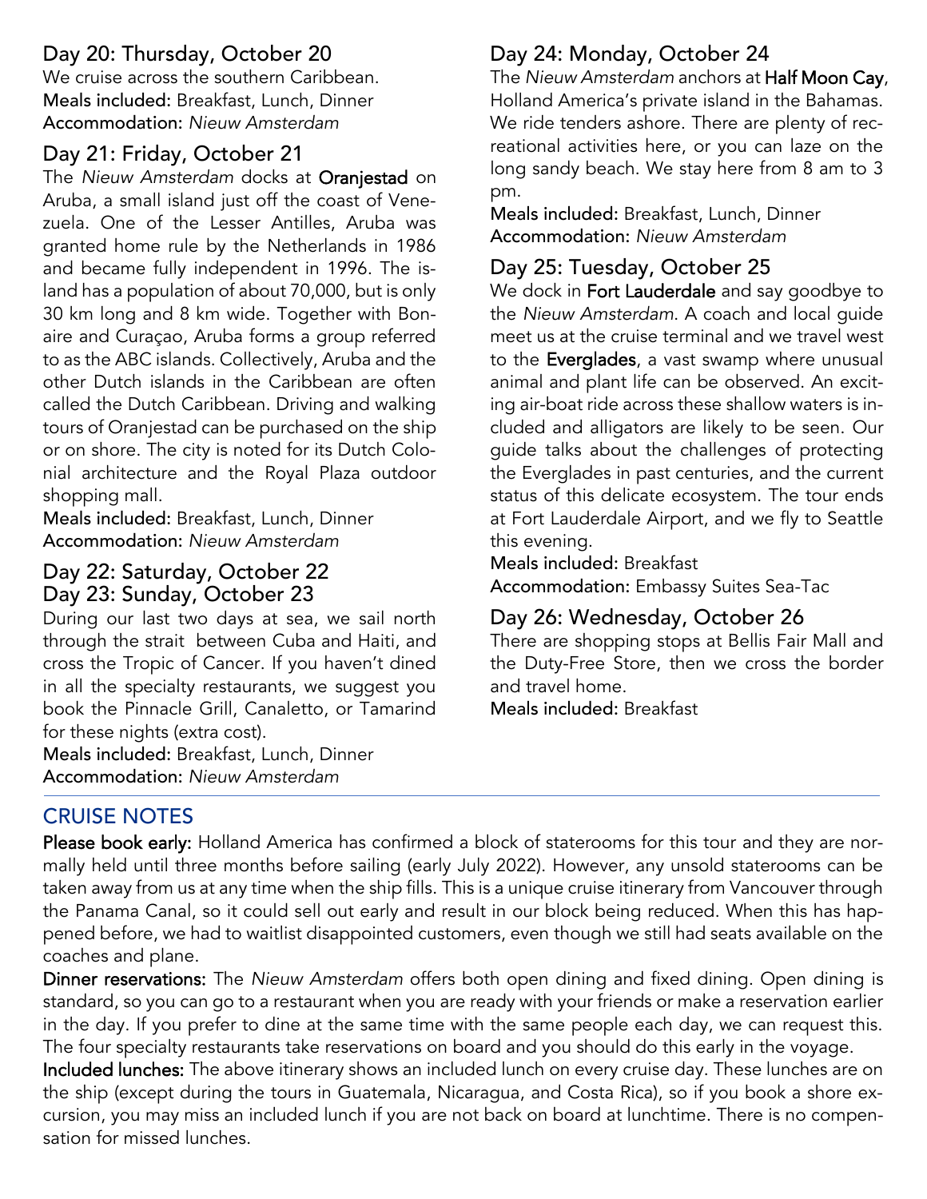## Day 20: Thursday, October 20

We cruise across the southern Caribbean.

**Meals included:** Breakfast, Lunch, Dinner
**Accommodation:** *Nieuw Amsterdam*

## Day 21: Friday, October 21

The *Nieuw Amsterdam* docks at **Oranjestad** on Aruba, a small island just off the coast of Venezuela. One of the Lesser Antilles, Aruba was granted home rule by the Netherlands in 1986 and became fully independent in 1996. The island has a population of about 70,000, but is only 30 km long and 8 km wide. Together with Bonaire and Curaçao, Aruba forms a group referred to as the ABC islands. Collectively, Aruba and the other Dutch islands in the Caribbean are often called the Dutch Caribbean. Driving and walking tours of Oranjestad can be purchased on the ship or on shore. The city is noted for its Dutch Colonial architecture and the Royal Plaza outdoor shopping mall.

**Meals included:** Breakfast, Lunch, Dinner
**Accommodation:** *Nieuw Amsterdam*

## Day 22: Saturday, October 22
## Day 23: Sunday, October 23

During our last two days at sea, we sail north through the strait between Cuba and Haiti, and cross the Tropic of Cancer. If you haven't dined in all the specialty restaurants, we suggest you book the Pinnacle Grill, Canaletto, or Tamarind for these nights (extra cost).

**Meals included:** Breakfast, Lunch, Dinner
**Accommodation:** *Nieuw Amsterdam*

## Day 24: Monday, October 24

The *Nieuw Amsterdam* anchors at **Half Moon Cay**, Holland America's private island in the Bahamas. We ride tenders ashore. There are plenty of recreational activities here, or you can laze on the long sandy beach. We stay here from 8 am to 3 pm.

**Meals included:** Breakfast, Lunch, Dinner
**Accommodation:** *Nieuw Amsterdam*

## Day 25: Tuesday, October 25

We dock in **Fort Lauderdale** and say goodbye to the *Nieuw Amsterdam*. A coach and local guide meet us at the cruise terminal and we travel west to the **Everglades**, a vast swamp where unusual animal and plant life can be observed. An exciting air-boat ride across these shallow waters is included and alligators are likely to be seen. Our guide talks about the challenges of protecting the Everglades in past centuries, and the current status of this delicate ecosystem. The tour ends at Fort Lauderdale Airport, and we fly to Seattle this evening.

**Meals included:** Breakfast
**Accommodation:** Embassy Suites Sea-Tac

## Day 26: Wednesday, October 26

There are shopping stops at Bellis Fair Mall and the Duty-Free Store, then we cross the border and travel home.

**Meals included:** Breakfast

## CRUISE NOTES

**Please book early:** Holland America has confirmed a block of staterooms for this tour and they are normally held until three months before sailing (early July 2022). However, any unsold staterooms can be taken away from us at any time when the ship fills. This is a unique cruise itinerary from Vancouver through the Panama Canal, so it could sell out early and result in our block being reduced. When this has happened before, we had to waitlist disappointed customers, even though we still had seats available on the coaches and plane.

**Dinner reservations:** The *Nieuw Amsterdam* offers both open dining and fixed dining. Open dining is standard, so you can go to a restaurant when you are ready with your friends or make a reservation earlier in the day. If you prefer to dine at the same time with the same people each day, we can request this. The four specialty restaurants take reservations on board and you should do this early in the voyage.

**Included lunches:** The above itinerary shows an included lunch on every cruise day. These lunches are on the ship (except during the tours in Guatemala, Nicaragua, and Costa Rica), so if you book a shore excursion, you may miss an included lunch if you are not back on board at lunchtime. There is no compensation for missed lunches.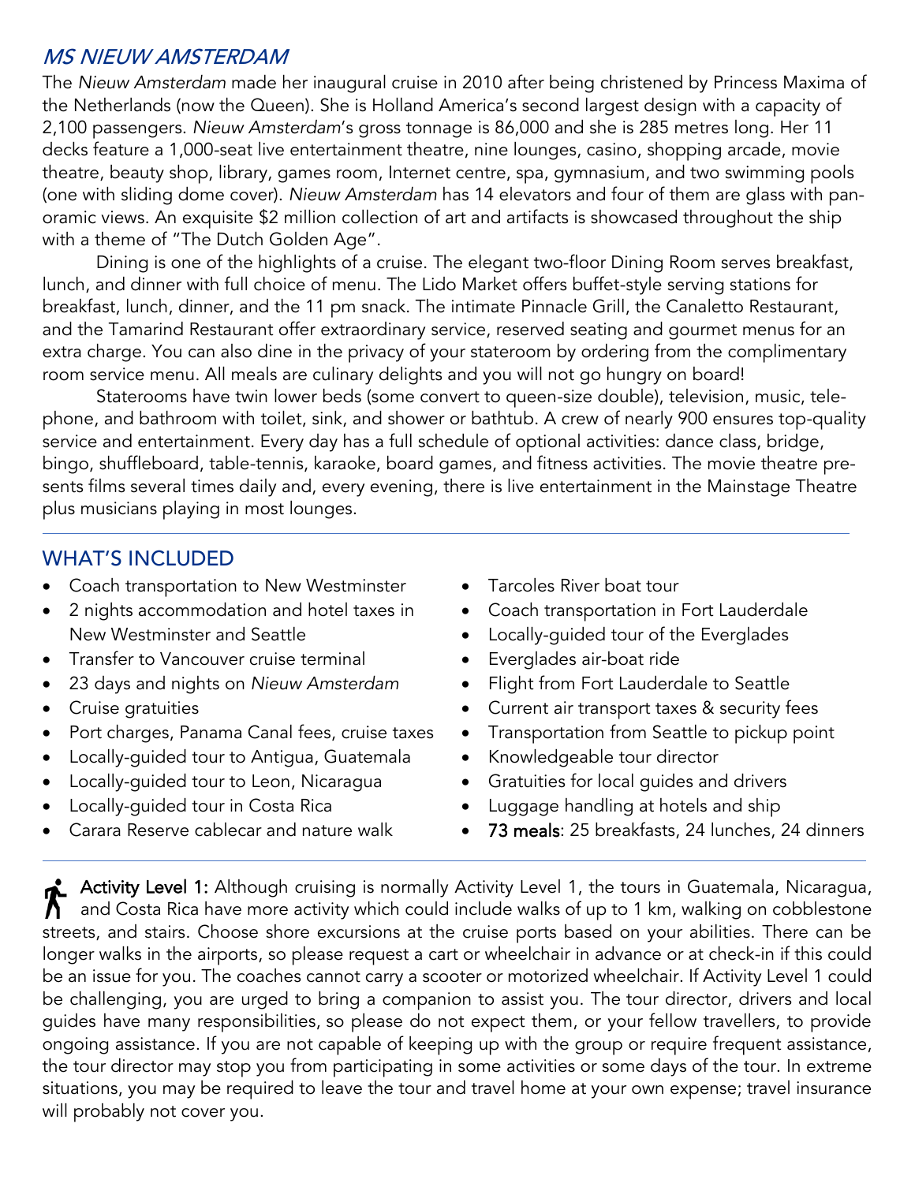## *MS NIEUW AMSTERDAM*

The *Nieuw Amsterdam* made her inaugural cruise in 2010 after being christened by Princess Maxima of the Netherlands (now the Queen). She is Holland America's second largest design with a capacity of 2,100 passengers. *Nieuw Amsterdam*'s gross tonnage is 86,000 and she is 285 metres long. Her 11 decks feature a 1,000-seat live entertainment theatre, nine lounges, casino, shopping arcade, movie theatre, beauty shop, library, games room, Internet centre, spa, gymnasium, and two swimming pools (one with sliding dome cover). *Nieuw Amsterdam* has 14 elevators and four of them are glass with panoramic views. An exquisite $2 million collection of art and artifacts is showcased throughout the ship with a theme of "The Dutch Golden Age".

Dining is one of the highlights of a cruise. The elegant two-floor Dining Room serves breakfast, lunch, and dinner with full choice of menu. The Lido Market offers buffet-style serving stations for breakfast, lunch, dinner, and the 11 pm snack. The intimate Pinnacle Grill, the Canaletto Restaurant, and the Tamarind Restaurant offer extraordinary service, reserved seating and gourmet menus for an extra charge. You can also dine in the privacy of your stateroom by ordering from the complimentary room service menu. All meals are culinary delights and you will not go hungry on board!

Staterooms have twin lower beds (some convert to queen-size double), television, music, telephone, and bathroom with toilet, sink, and shower or bathtub. A crew of nearly 900 ensures top-quality service and entertainment. Every day has a full schedule of optional activities: dance class, bridge, bingo, shuffleboard, table-tennis, karaoke, board games, and fitness activities. The movie theatre presents films several times daily and, every evening, there is live entertainment in the Mainstage Theatre plus musicians playing in most lounges.

## WHAT'S INCLUDED

- Coach transportation to New Westminster
- 2 nights accommodation and hotel taxes in New Westminster and Seattle
- Transfer to Vancouver cruise terminal
- 23 days and nights on *Nieuw Amsterdam*
- Cruise gratuities
- Port charges, Panama Canal fees, cruise taxes
- Locally-guided tour to Antigua, Guatemala
- Locally-guided tour to Leon, Nicaragua
- Locally-guided tour in Costa Rica
- Carara Reserve cablecar and nature walk
- Tarcoles River boat tour
- Coach transportation in Fort Lauderdale
- Locally-guided tour of the Everglades
- Everglades air-boat ride
- Flight from Fort Lauderdale to Seattle
- Current air transport taxes & security fees
- Transportation from Seattle to pickup point
- Knowledgeable tour director
- Gratuities for local guides and drivers
- Luggage handling at hotels and ship
- 73 meals: 25 breakfasts, 24 lunches, 24 dinners

Activity Level 1: Although cruising is normally Activity Level 1, the tours in Guatemala, Nicaragua, and Costa Rica have more activity which could include walks of up to 1 km, walking on cobblestone streets, and stairs. Choose shore excursions at the cruise ports based on your abilities. There can be longer walks in the airports, so please request a cart or wheelchair in advance or at check-in if this could be an issue for you. The coaches cannot carry a scooter or motorized wheelchair. If Activity Level 1 could be challenging, you are urged to bring a companion to assist you. The tour director, drivers and local guides have many responsibilities, so please do not expect them, or your fellow travellers, to provide ongoing assistance. If you are not capable of keeping up with the group or require frequent assistance, the tour director may stop you from participating in some activities or some days of the tour. In extreme situations, you may be required to leave the tour and travel home at your own expense; travel insurance will probably not cover you.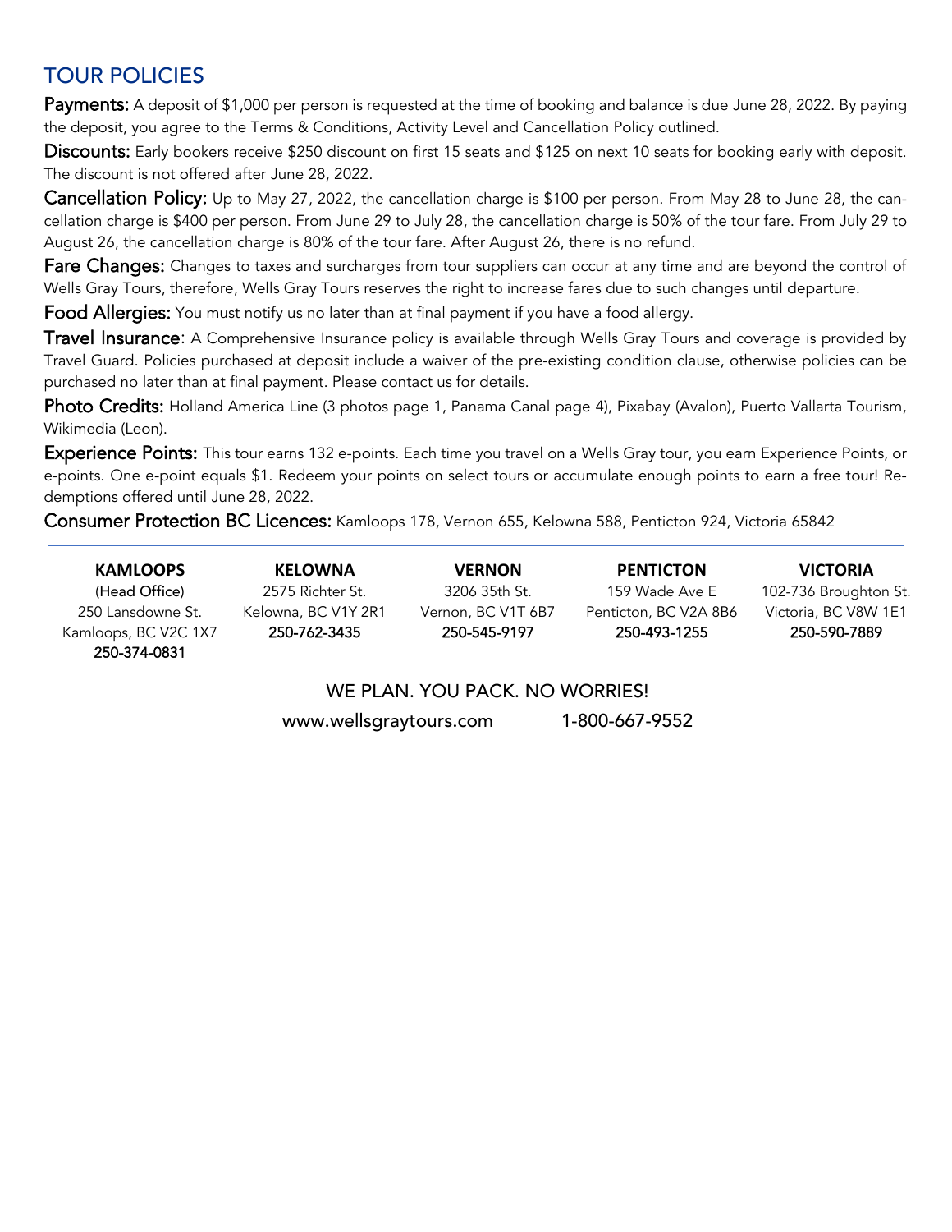## TOUR POLICIES

**Payments:** A deposit of $1,000 per person is requested at the time of booking and balance is due June 28, 2022. By paying the deposit, you agree to the Terms & Conditions, Activity Level and Cancellation Policy outlined.

**Discounts:** Early bookers receive $250 discount on first 15 seats and $125 on next 10 seats for booking early with deposit. The discount is not offered after June 28, 2022.

**Cancellation Policy:** Up to May 27, 2022, the cancellation charge is $100 per person. From May 28 to June 28, the cancellation charge is $400 per person. From June 29 to July 28, the cancellation charge is 50% of the tour fare. From July 29 to August 26, the cancellation charge is 80% of the tour fare. After August 26, there is no refund.

**Fare Changes:** Changes to taxes and surcharges from tour suppliers can occur at any time and are beyond the control of Wells Gray Tours, therefore, Wells Gray Tours reserves the right to increase fares due to such changes until departure.

**Food Allergies:** You must notify us no later than at final payment if you have a food allergy.

**Travel Insurance**: A Comprehensive Insurance policy is available through Wells Gray Tours and coverage is provided by Travel Guard. Policies purchased at deposit include a waiver of the pre-existing condition clause, otherwise policies can be purchased no later than at final payment. Please contact us for details.

**Photo Credits:** Holland America Line (3 photos page 1, Panama Canal page 4), Pixabay (Avalon), Puerto Vallarta Tourism, Wikimedia (Leon).

**Experience Points:** This tour earns 132 e-points. Each time you travel on a Wells Gray tour, you earn Experience Points, or e-points. One e-point equals $1. Redeem your points on select tours or accumulate enough points to earn a free tour! Redemptions offered until June 28, 2022.

**Consumer Protection BC Licences:** Kamloops 178, Vernon 655, Kelowna 588, Penticton 924, Victoria 65842

---

**KAMLOOPS**
(Head Office)
250 Lansdowne St.
Kamloops, BC V2C 1X7
250-374-0831

**KELOWNA**
2575 Richter St.
Kelowna, BC V1Y 2R1
250-762-3435

**VERNON**
3206 35th St.
Vernon, BC V1T 6B7
250-545-9197

**PENTICTON**
159 Wade Ave E
Penticton, BC V2A 8B6
250-493-1255

**VICTORIA**
102-736 Broughton St.
Victoria, BC V8W 1E1
250-590-7889

WE PLAN. YOU PACK. NO WORRIES!

www.wellsgraytours.com 1-800-667-9552